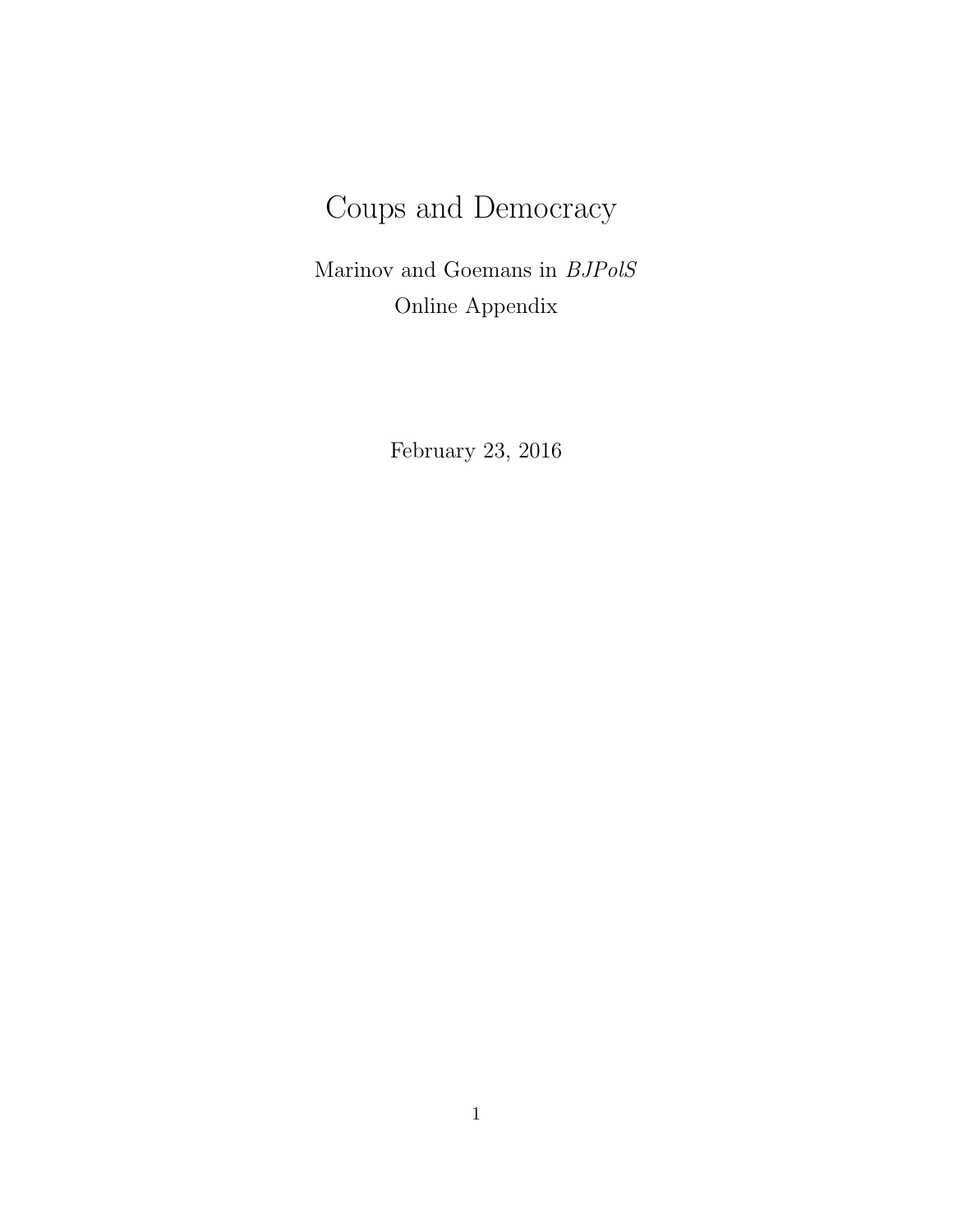# Coups and Democracy

Marinov and Goemans in *BJPolS*

Online Appendix

February 23, 2016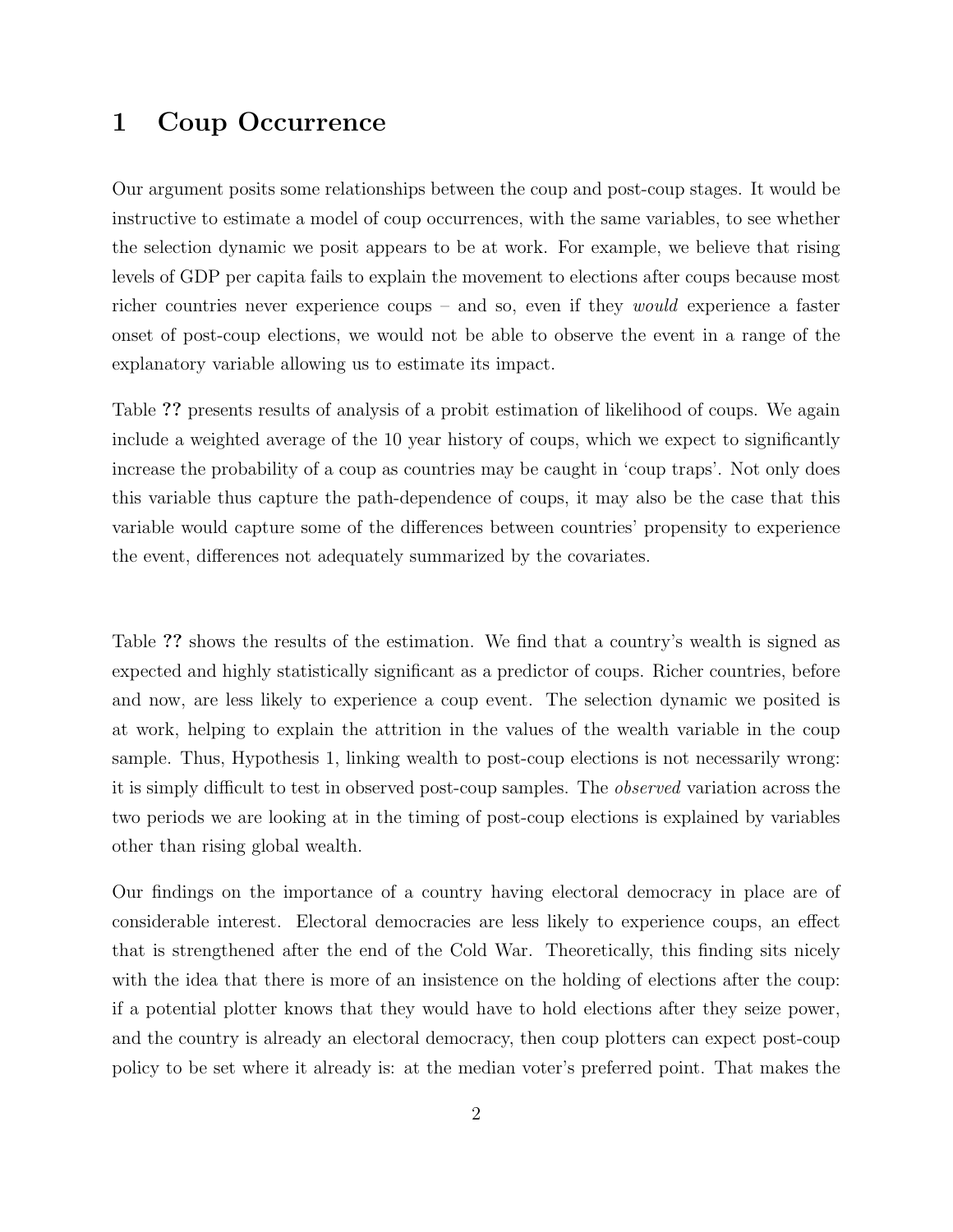# 1 Coup Occurrence

Our argument posits some relationships between the coup and post-coup stages. It would be instructive to estimate a model of coup occurrences, with the same variables, to see whether the selection dynamic we posit appears to be at work. For example, we believe that rising levels of GDP per capita fails to explain the movement to elections after coups because most richer countries never experience coups – and so, even if they *would* experience a faster onset of post-coup elections, we would not be able to observe the event in a range of the explanatory variable allowing us to estimate its impact.

Table **??** presents results of analysis of a probit estimation of likelihood of coups. We again include a weighted average of the 10 year history of coups, which we expect to significantly increase the probability of a coup as countries may be caught in 'coup traps'. Not only does this variable thus capture the path-dependence of coups, it may also be the case that this variable would capture some of the differences between countries' propensity to experience the event, differences not adequately summarized by the covariates.

Table **??** shows the results of the estimation. We find that a country's wealth is signed as expected and highly statistically significant as a predictor of coups. Richer countries, before and now, are less likely to experience a coup event. The selection dynamic we posited is at work, helping to explain the attrition in the values of the wealth variable in the coup sample. Thus, Hypothesis 1, linking wealth to post-coup elections is not necessarily wrong: it is simply difficult to test in observed post-coup samples. The *observed* variation across the two periods we are looking at in the timing of post-coup elections is explained by variables other than rising global wealth.

Our findings on the importance of a country having electoral democracy in place are of considerable interest. Electoral democracies are less likely to experience coups, an effect that is strengthened after the end of the Cold War. Theoretically, this finding sits nicely with the idea that there is more of an insistence on the holding of elections after the coup: if a potential plotter knows that they would have to hold elections after they seize power, and the country is already an electoral democracy, then coup plotters can expect post-coup policy to be set where it already is: at the median voter's preferred point. That makes the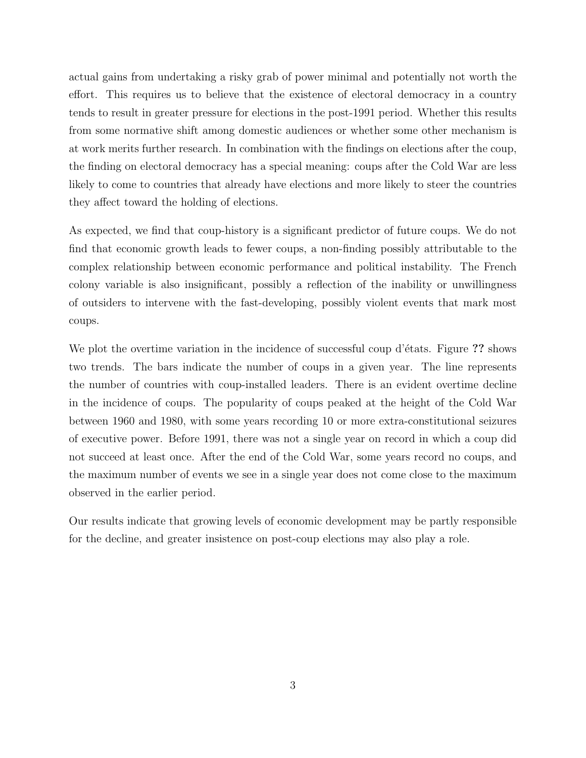actual gains from undertaking a risky grab of power minimal and potentially not worth the effort. This requires us to believe that the existence of electoral democracy in a country tends to result in greater pressure for elections in the post-1991 period. Whether this results from some normative shift among domestic audiences or whether some other mechanism is at work merits further research. In combination with the findings on elections after the coup, the finding on electoral democracy has a special meaning: coups after the Cold War are less likely to come to countries that already have elections and more likely to steer the countries they affect toward the holding of elections.

As expected, we find that coup-history is a significant predictor of future coups. We do not find that economic growth leads to fewer coups, a non-finding possibly attributable to the complex relationship between economic performance and political instability. The French colony variable is also insignificant, possibly a reflection of the inability or unwillingness of outsiders to intervene with the fast-developing, possibly violent events that mark most coups.

We plot the overtime variation in the incidence of successful coup d'états. Figure **??** shows two trends. The bars indicate the number of coups in a given year. The line represents the number of countries with coup-installed leaders. There is an evident overtime decline in the incidence of coups. The popularity of coups peaked at the height of the Cold War between 1960 and 1980, with some years recording 10 or more extra-constitutional seizures of executive power. Before 1991, there was not a single year on record in which a coup did not succeed at least once. After the end of the Cold War, some years record no coups, and the maximum number of events we see in a single year does not come close to the maximum observed in the earlier period.

Our results indicate that growing levels of economic development may be partly responsible for the decline, and greater insistence on post-coup elections may also play a role.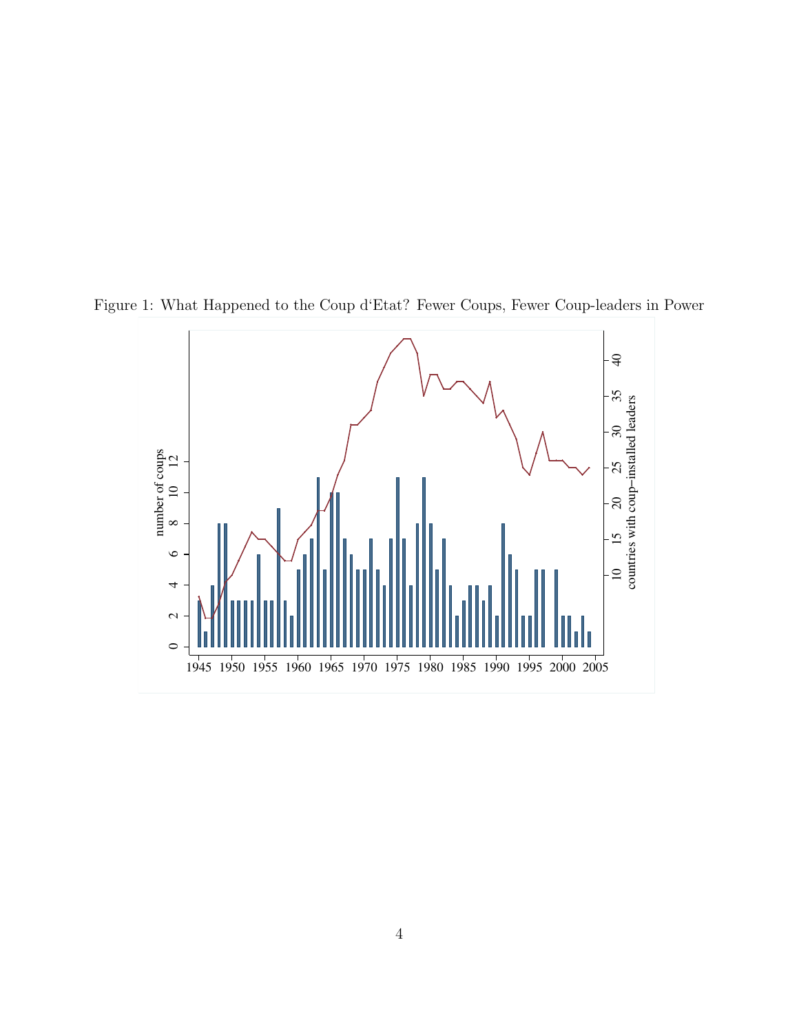Figure 1: What Happened to the Coup d'Etat? Fewer Coups, Fewer Coup-leaders in Power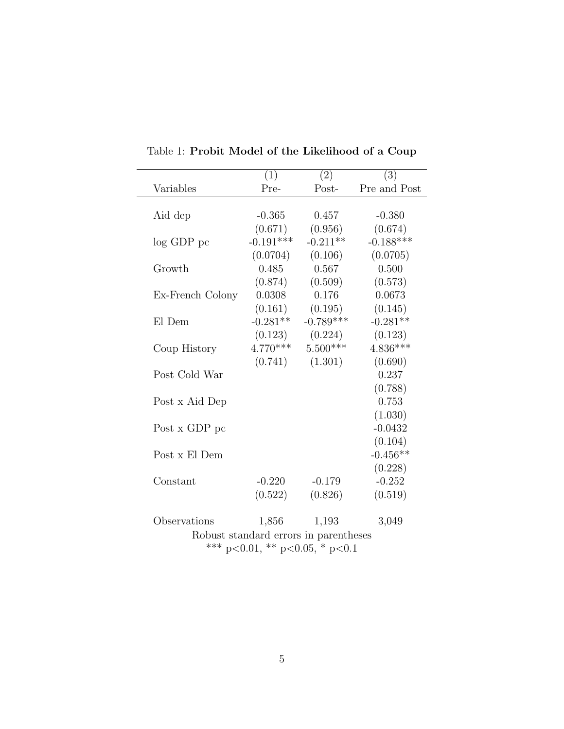Table 1: **Probit Model of the Likelihood of a Coup**

| | (1) | (2) | (3) |
|---|---|---|---|
| Variables | Pre- | Post- | Pre and Post |
| Aid dep | -0.365 | 0.457 | -0.380 |
| | (0.671) | (0.956) | (0.674) |
| log GDP pc | -0.191*** | -0.211** | -0.188*** |
| | (0.0704) | (0.106) | (0.0705) |
| Growth | 0.485 | 0.567 | 0.500 |
| | (0.874) | (0.509) | (0.573) |
| Ex-French Colony | 0.0308 | 0.176 | 0.0673 |
| | (0.161) | (0.195) | (0.145) |
| El Dem | -0.281** | -0.789*** | -0.281** |
| | (0.123) | (0.224) | (0.123) |
| Coup History | 4.770*** | 5.500*** | 4.836*** |
| | (0.741) | (1.301) | (0.690) |
| Post Cold War | | | 0.237 |
| | | | (0.788) |
| Post x Aid Dep | | | 0.753 |
| | | | (1.030) |
| Post x GDP pc | | | -0.0432 |
| | | | (0.104) |
| Post x El Dem | | | -0.456** |
| | | | (0.228) |
| Constant | -0.220 | -0.179 | -0.252 |
| | (0.522) | (0.826) | (0.519) |
| Observations | 1,856 | 1,193 | 3,049 |

Robust standard errors in parentheses

*** p<0.01, ** p<0.05, * p<0.1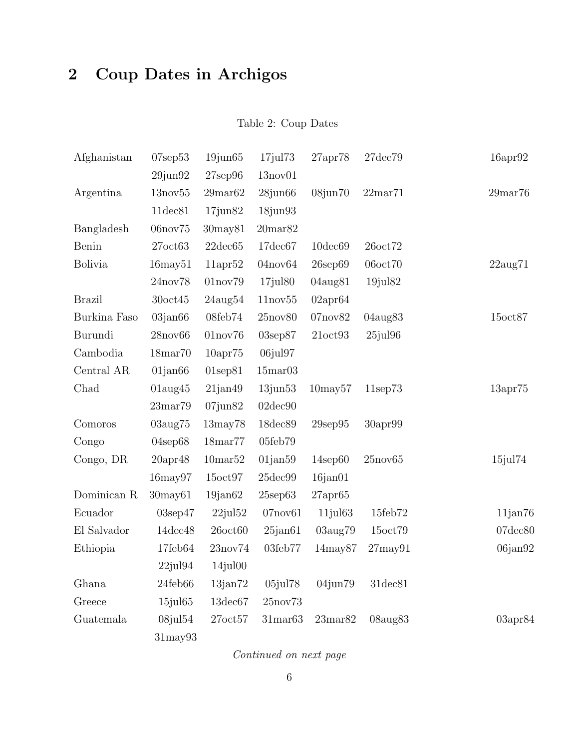## 2 Coup Dates in Archigos

Table 2: Coup Dates

| | | | | | | |
|---|---|---|---|---|---|---|
| Afghanistan | 07sep53 | 19jun65 | 17jul73 | 27apr78 | 27dec79 | 16apr92 |
| | 29jun92 | 27sep96 | 13nov01 | | | |
| Argentina | 13nov55 | 29mar62 | 28jun66 | 08jun70 | 22mar71 | 29mar76 |
| | 11dec81 | 17jun82 | 18jun93 | | | |
| Bangladesh | 06nov75 | 30may81 | 20mar82 | | | |
| Benin | 27oct63 | 22dec65 | 17dec67 | 10dec69 | 26oct72 | |
| Bolivia | 16may51 | 11apr52 | 04nov64 | 26sep69 | 06oct70 | 22aug71 |
| | 24nov78 | 01nov79 | 17jul80 | 04aug81 | 19jul82 | |
| Brazil | 30oct45 | 24aug54 | 11nov55 | 02apr64 | | |
| Burkina Faso | 03jan66 | 08feb74 | 25nov80 | 07nov82 | 04aug83 | 15oct87 |
| Burundi | 28nov66 | 01nov76 | 03sep87 | 21oct93 | 25jul96 | |
| Cambodia | 18mar70 | 10apr75 | 06jul97 | | | |
| Central AR | 01jan66 | 01sep81 | 15mar03 | | | |
| Chad | 01aug45 | 21jan49 | 13jun53 | 10may57 | 11sep73 | 13apr75 |
| | 23mar79 | 07jun82 | 02dec90 | | | |
| Comoros | 03aug75 | 13may78 | 18dec89 | 29sep95 | 30apr99 | |
| Congo | 04sep68 | 18mar77 | 05feb79 | | | |
| Congo, DR | 20apr48 | 10mar52 | 01jan59 | 14sep60 | 25nov65 | 15jul74 |
| | 16may97 | 15oct97 | 25dec99 | 16jan01 | | |
| Dominican R | 30may61 | 19jan62 | 25sep63 | 27apr65 | | |
| Ecuador | 03sep47 | 22jul52 | 07nov61 | 11jul63 | 15feb72 | 11jan76 |
| El Salvador | 14dec48 | 26oct60 | 25jan61 | 03aug79 | 15oct79 | 07dec80 |
| Ethiopia | 17feb64 | 23nov74 | 03feb77 | 14may87 | 27may91 | 06jan92 |
| | 22jul94 | 14jul00 | | | | |
| Ghana | 24feb66 | 13jan72 | 05jul78 | 04jun79 | 31dec81 | |
| Greece | 15jul65 | 13dec67 | 25nov73 | | | |
| Guatemala | 08jul54 | 27oct57 | 31mar63 | 23mar82 | 08aug83 | 03apr84 |
| | 31may93 | | | | | |

*Continued on next page*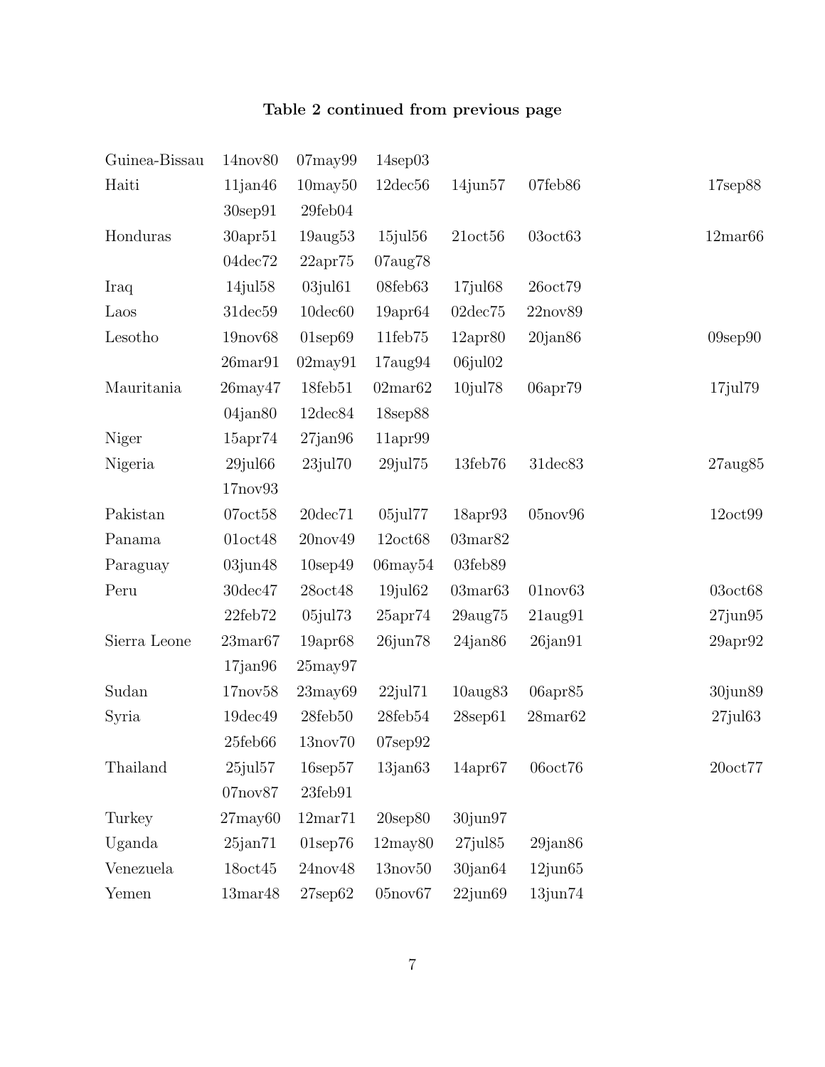**Table 2 continued from previous page**

| | | | | | | |
|---|---|---|---|---|---|---|
| Guinea-Bissau | 14nov80 | 07may99 | 14sep03 | | | |
| Haiti | 11jan46 | 10may50 | 12dec56 | 14jun57 | 07feb86 | 17sep88 |
| | 30sep91 | 29feb04 | | | | |
| Honduras | 30apr51 | 19aug53 | 15jul56 | 21oct56 | 03oct63 | 12mar66 |
| | 04dec72 | 22apr75 | 07aug78 | | | |
| Iraq | 14jul58 | 03jul61 | 08feb63 | 17jul68 | 26oct79 | |
| Laos | 31dec59 | 10dec60 | 19apr64 | 02dec75 | 22nov89 | |
| Lesotho | 19nov68 | 01sep69 | 11feb75 | 12apr80 | 20jan86 | 09sep90 |
| | 26mar91 | 02may91 | 17aug94 | 06jul02 | | |
| Mauritania | 26may47 | 18feb51 | 02mar62 | 10jul78 | 06apr79 | 17jul79 |
| | 04jan80 | 12dec84 | 18sep88 | | | |
| Niger | 15apr74 | 27jan96 | 11apr99 | | | |
| Nigeria | 29jul66 | 23jul70 | 29jul75 | 13feb76 | 31dec83 | 27aug85 |
| | 17nov93 | | | | | |
| Pakistan | 07oct58 | 20dec71 | 05jul77 | 18apr93 | 05nov96 | 12oct99 |
| Panama | 01oct48 | 20nov49 | 12oct68 | 03mar82 | | |
| Paraguay | 03jun48 | 10sep49 | 06may54 | 03feb89 | | |
| Peru | 30dec47 | 28oct48 | 19jul62 | 03mar63 | 01nov63 | 03oct68 |
| | 22feb72 | 05jul73 | 25apr74 | 29aug75 | 21aug91 | 27jun95 |
| Sierra Leone | 23mar67 | 19apr68 | 26jun78 | 24jan86 | 26jan91 | 29apr92 |
| | 17jan96 | 25may97 | | | | |
| Sudan | 17nov58 | 23may69 | 22jul71 | 10aug83 | 06apr85 | 30jun89 |
| Syria | 19dec49 | 28feb50 | 28feb54 | 28sep61 | 28mar62 | 27jul63 |
| | 25feb66 | 13nov70 | 07sep92 | | | |
| Thailand | 25jul57 | 16sep57 | 13jan63 | 14apr67 | 06oct76 | 20oct77 |
| | 07nov87 | 23feb91 | | | | |
| Turkey | 27may60 | 12mar71 | 20sep80 | 30jun97 | | |
| Uganda | 25jan71 | 01sep76 | 12may80 | 27jul85 | 29jan86 | |
| Venezuela | 18oct45 | 24nov48 | 13nov50 | 30jan64 | 12jun65 | |
| Yemen | 13mar48 | 27sep62 | 05nov67 | 22jun69 | 13jun74 | |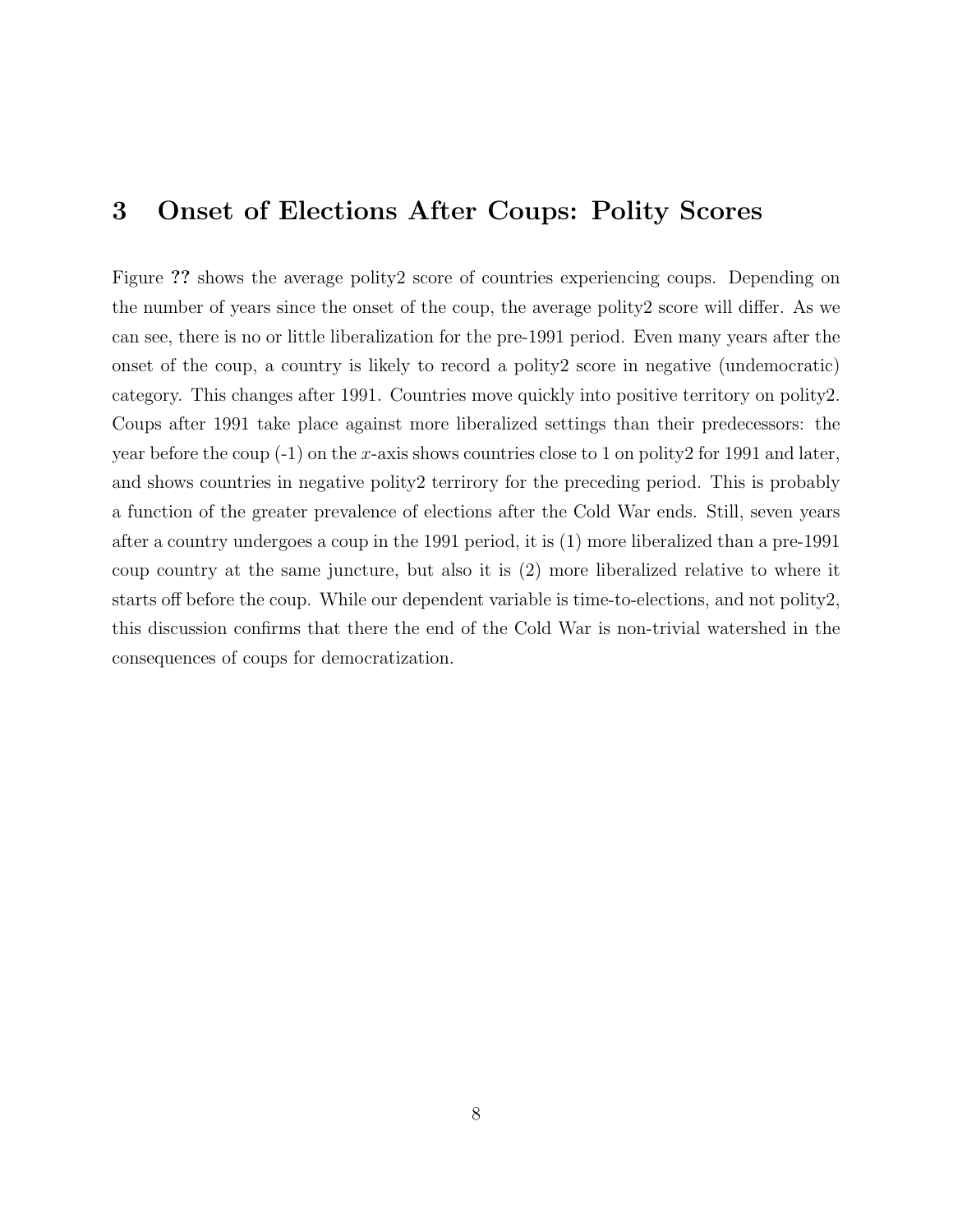## 3 Onset of Elections After Coups: Polity Scores

Figure **??** shows the average polity2 score of countries experiencing coups. Depending on the number of years since the onset of the coup, the average polity2 score will differ. As we can see, there is no or little liberalization for the pre-1991 period. Even many years after the onset of the coup, a country is likely to record a polity2 score in negative (undemocratic) category. This changes after 1991. Countries move quickly into positive territory on polity2. Coups after 1991 take place against more liberalized settings than their predecessors: the year before the coup (-1) on the $x$-axis shows countries close to 1 on polity2 for 1991 and later, and shows countries in negative polity2 terrirory for the preceding period. This is probably a function of the greater prevalence of elections after the Cold War ends. Still, seven years after a country undergoes a coup in the 1991 period, it is (1) more liberalized than a pre-1991 coup country at the same juncture, but also it is (2) more liberalized relative to where it starts off before the coup. While our dependent variable is time-to-elections, and not polity2, this discussion confirms that there the end of the Cold War is non-trivial watershed in the consequences of coups for democratization.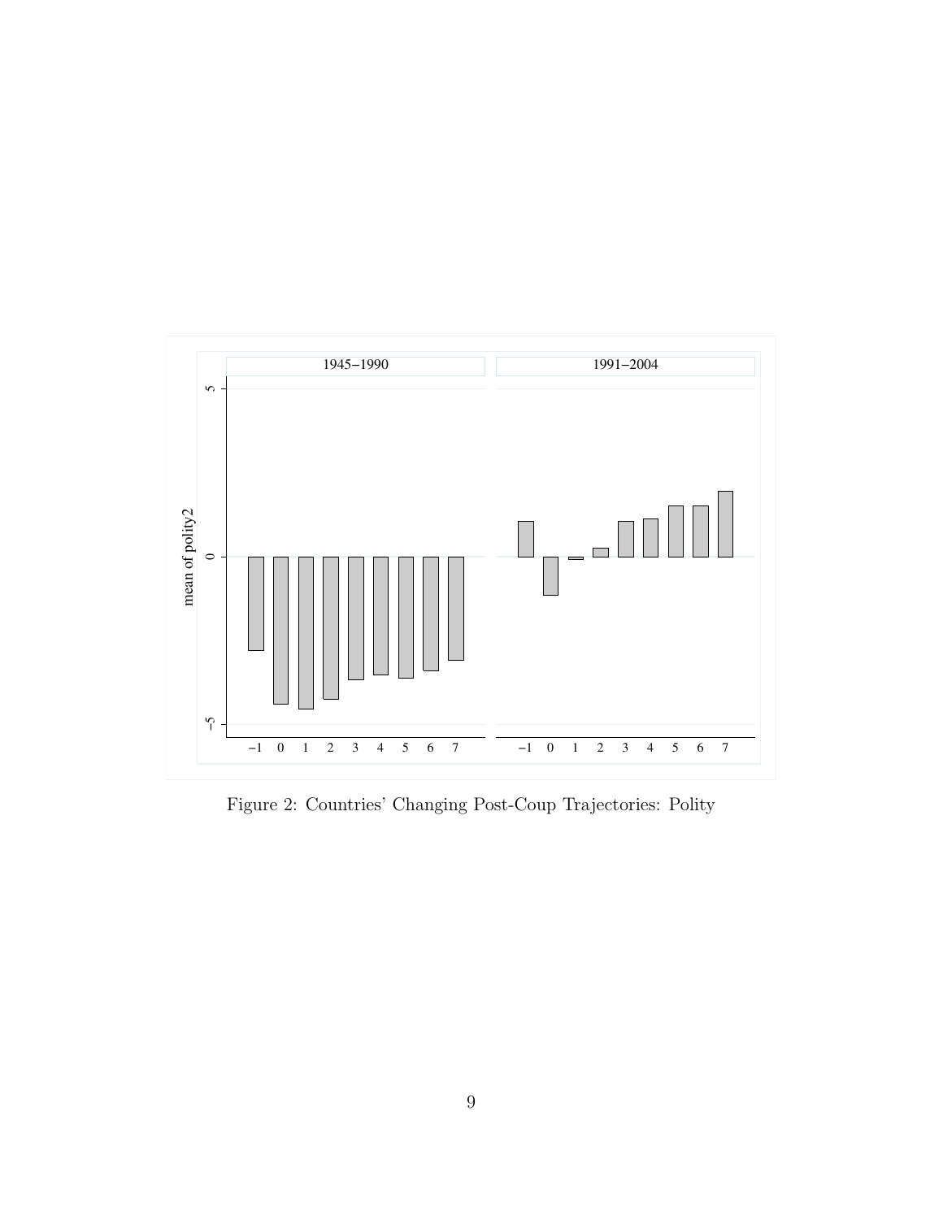Figure 2: Countries' Changing Post-Coup Trajectories: Polity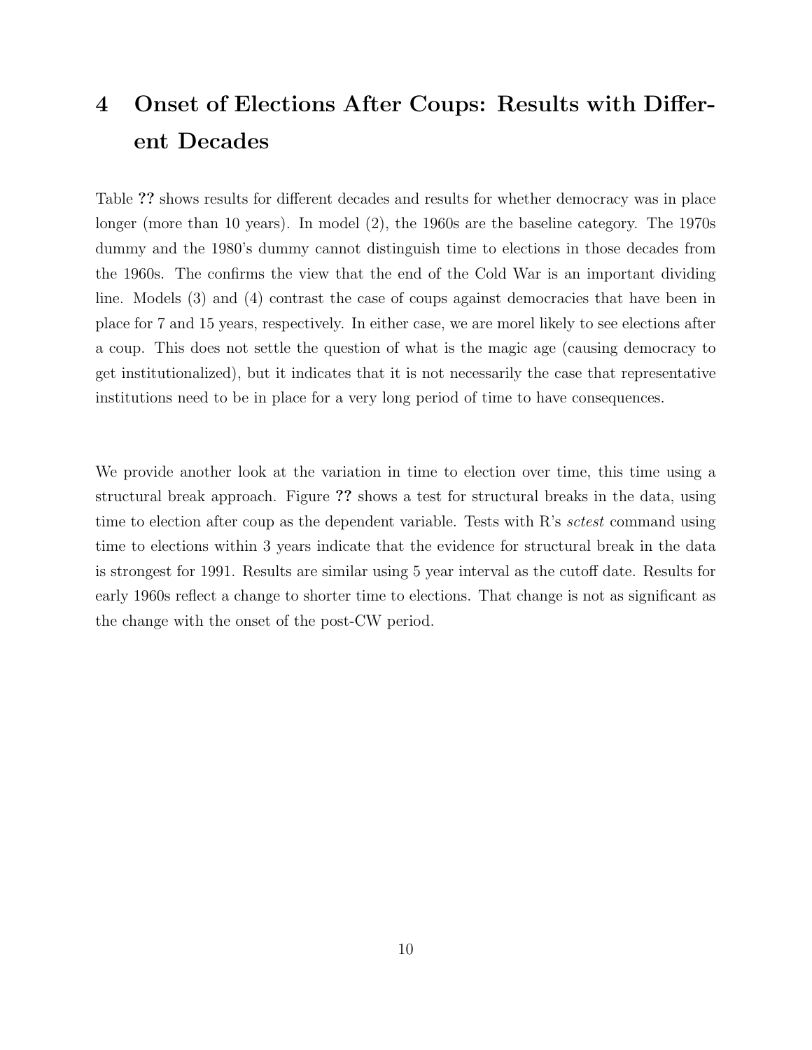# 4 Onset of Elections After Coups: Results with Different Decades

Table **??** shows results for different decades and results for whether democracy was in place longer (more than 10 years). In model (2), the 1960s are the baseline category. The 1970s dummy and the 1980's dummy cannot distinguish time to elections in those decades from the 1960s. The confirms the view that the end of the Cold War is an important dividing line. Models (3) and (4) contrast the case of coups against democracies that have been in place for 7 and 15 years, respectively. In either case, we are morel likely to see elections after a coup. This does not settle the question of what is the magic age (causing democracy to get institutionalized), but it indicates that it is not necessarily the case that representative institutions need to be in place for a very long period of time to have consequences.

We provide another look at the variation in time to election over time, this time using a structural break approach. Figure **??** shows a test for structural breaks in the data, using time to election after coup as the dependent variable. Tests with R's *sctest* command using time to elections within 3 years indicate that the evidence for structural break in the data is strongest for 1991. Results are similar using 5 year interval as the cutoff date. Results for early 1960s reflect a change to shorter time to elections. That change is not as significant as the change with the onset of the post-CW period.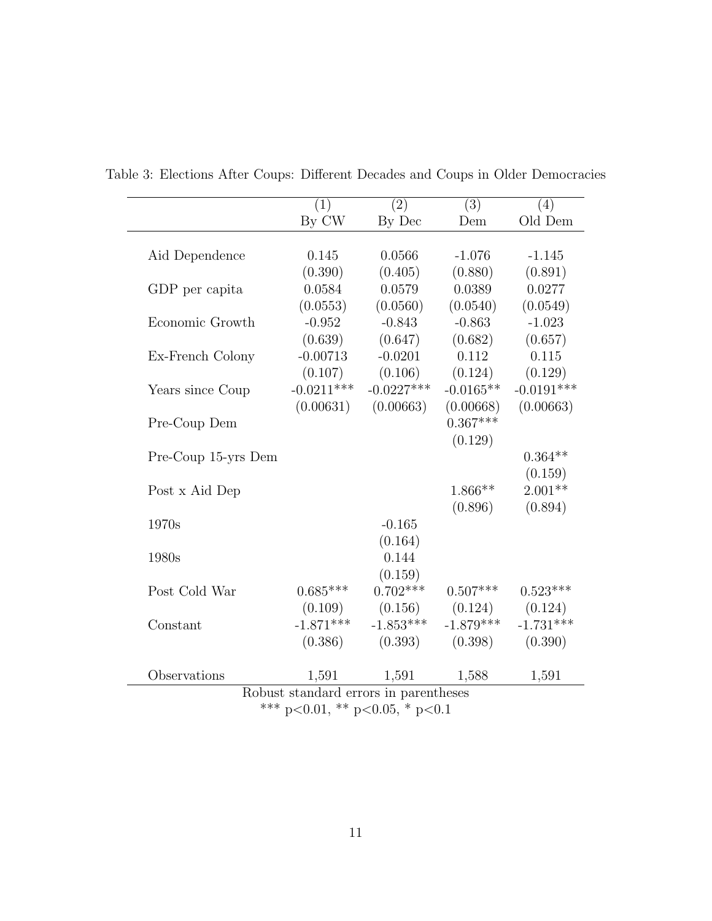Table 3: Elections After Coups: Different Decades and Coups in Older Democracies

| | (1) | (2) | (3) | (4) |
|---|---|---|---|---|
| | By CW | By Dec | Dem | Old Dem |
| Aid Dependence | 0.145 | 0.0566 | -1.076 | -1.145 |
| | (0.390) | (0.405) | (0.880) | (0.891) |
| GDP per capita | 0.0584 | 0.0579 | 0.0389 | 0.0277 |
| | (0.0553) | (0.0560) | (0.0540) | (0.0549) |
| Economic Growth | -0.952 | -0.843 | -0.863 | -1.023 |
| | (0.639) | (0.647) | (0.682) | (0.657) |
| Ex-French Colony | -0.00713 | -0.0201 | 0.112 | 0.115 |
| | (0.107) | (0.106) | (0.124) | (0.129) |
| Years since Coup | -0.0211*** | -0.0227*** | -0.0165** | -0.0191*** |
| | (0.00631) | (0.00663) | (0.00668) | (0.00663) |
| Pre-Coup Dem | | | 0.367*** | |
| | | | (0.129) | |
| Pre-Coup 15-yrs Dem | | | | 0.364** |
| | | | | (0.159) |
| Post x Aid Dep | | | 1.866** | 2.001** |
| | | | (0.896) | (0.894) |
| 1970s | | -0.165 | | |
| | | (0.164) | | |
| 1980s | | 0.144 | | |
| | | (0.159) | | |
| Post Cold War | 0.685*** | 0.702*** | 0.507*** | 0.523*** |
| | (0.109) | (0.156) | (0.124) | (0.124) |
| Constant | -1.871*** | -1.853*** | -1.879*** | -1.731*** |
| | (0.386) | (0.393) | (0.398) | (0.390) |
| Observations | 1,591 | 1,591 | 1,588 | 1,591 |

Robust standard errors in parentheses

*** p<0.01, ** p<0.05, * p<0.1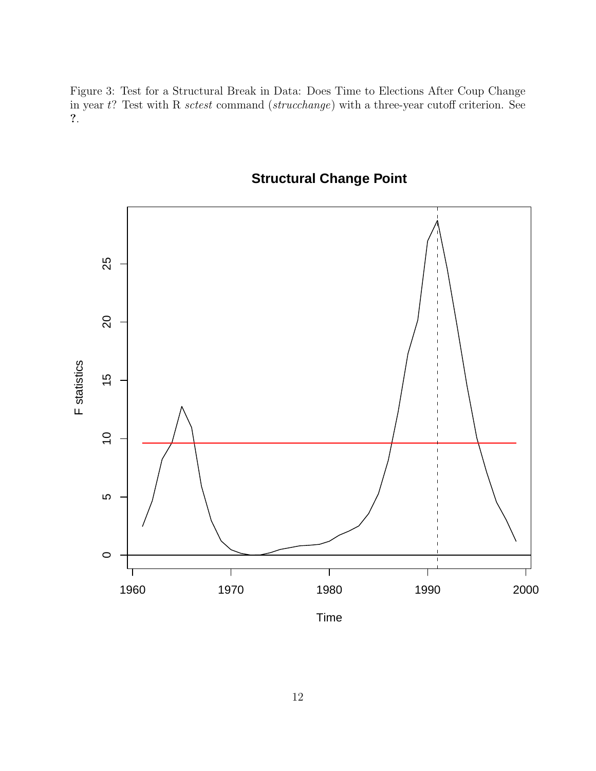Figure 3: Test for a Structural Break in Data: Does Time to Elections After Coup Change in year $t$? Test with R *sctest* command (*strucchange*) with a three-year cutoff criterion. See ?.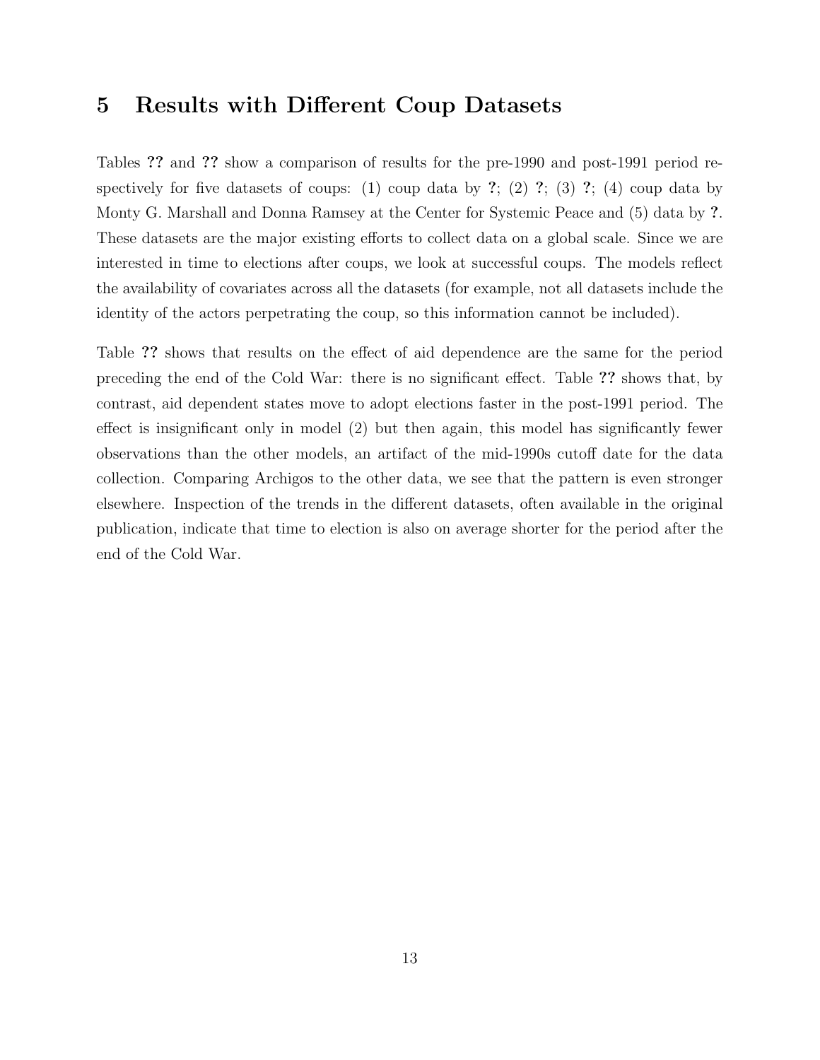# 5 Results with Different Coup Datasets

Tables **??** and **??** show a comparison of results for the pre-1990 and post-1991 period respectively for five datasets of coups: (1) coup data by **?**; (2) **?**; (3) **?**; (4) coup data by Monty G. Marshall and Donna Ramsey at the Center for Systemic Peace and (5) data by **?**. These datasets are the major existing efforts to collect data on a global scale. Since we are interested in time to elections after coups, we look at successful coups. The models reflect the availability of covariates across all the datasets (for example, not all datasets include the identity of the actors perpetrating the coup, so this information cannot be included).

Table **??** shows that results on the effect of aid dependence are the same for the period preceding the end of the Cold War: there is no significant effect. Table **??** shows that, by contrast, aid dependent states move to adopt elections faster in the post-1991 period. The effect is insignificant only in model (2) but then again, this model has significantly fewer observations than the other models, an artifact of the mid-1990s cutoff date for the data collection. Comparing Archigos to the other data, we see that the pattern is even stronger elsewhere. Inspection of the trends in the different datasets, often available in the original publication, indicate that time to election is also on average shorter for the period after the end of the Cold War.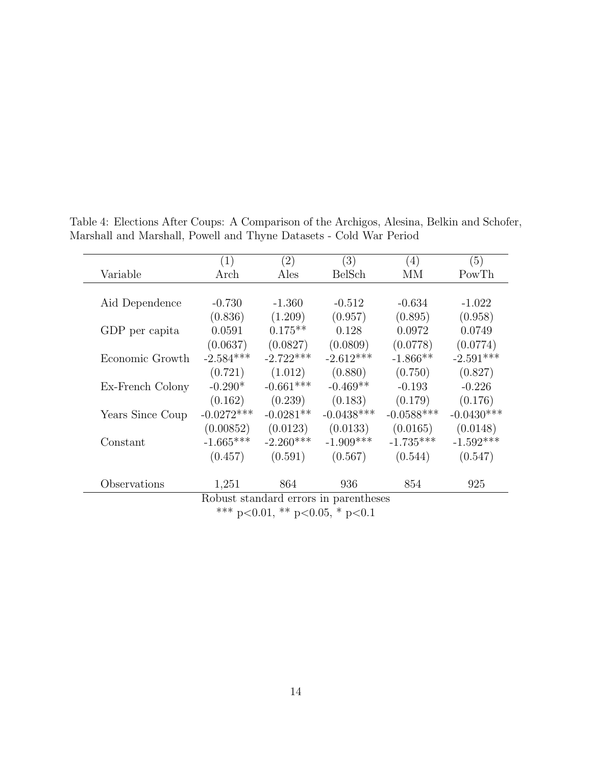Table 4: Elections After Coups: A Comparison of the Archigos, Alesina, Belkin and Schofer, Marshall and Marshall, Powell and Thyne Datasets - Cold War Period

| Variable | (1)<br>Arch | (2)<br>Ales | (3)<br>BelSch | (4)<br>MM | (5)<br>PowTh |
|---|---|---|---|---|---|
| Aid Dependence | -0.730 | -1.360 | -0.512 | -0.634 | -1.022 |
| | (0.836) | (1.209) | (0.957) | (0.895) | (0.958) |
| GDP per capita | 0.0591 | 0.175** | 0.128 | 0.0972 | 0.0749 |
| | (0.0637) | (0.0827) | (0.0809) | (0.0778) | (0.0774) |
| Economic Growth | -2.584*** | -2.722*** | -2.612*** | -1.866** | -2.591*** |
| | (0.721) | (1.012) | (0.880) | (0.750) | (0.827) |
| Ex-French Colony | -0.290* | -0.661*** | -0.469** | -0.193 | -0.226 |
| | (0.162) | (0.239) | (0.183) | (0.179) | (0.176) |
| Years Since Coup | -0.0272*** | -0.0281** | -0.0438*** | -0.0588*** | -0.0430*** |
| | (0.00852) | (0.0123) | (0.0133) | (0.0165) | (0.0148) |
| Constant | -1.665*** | -2.260*** | -1.909*** | -1.735*** | -1.592*** |
| | (0.457) | (0.591) | (0.567) | (0.544) | (0.547) |
| Observations | 1,251 | 864 | 936 | 854 | 925 |

Robust standard errors in parentheses

*** $p<0.01$, ** $p<0.05$, * $p<0.1$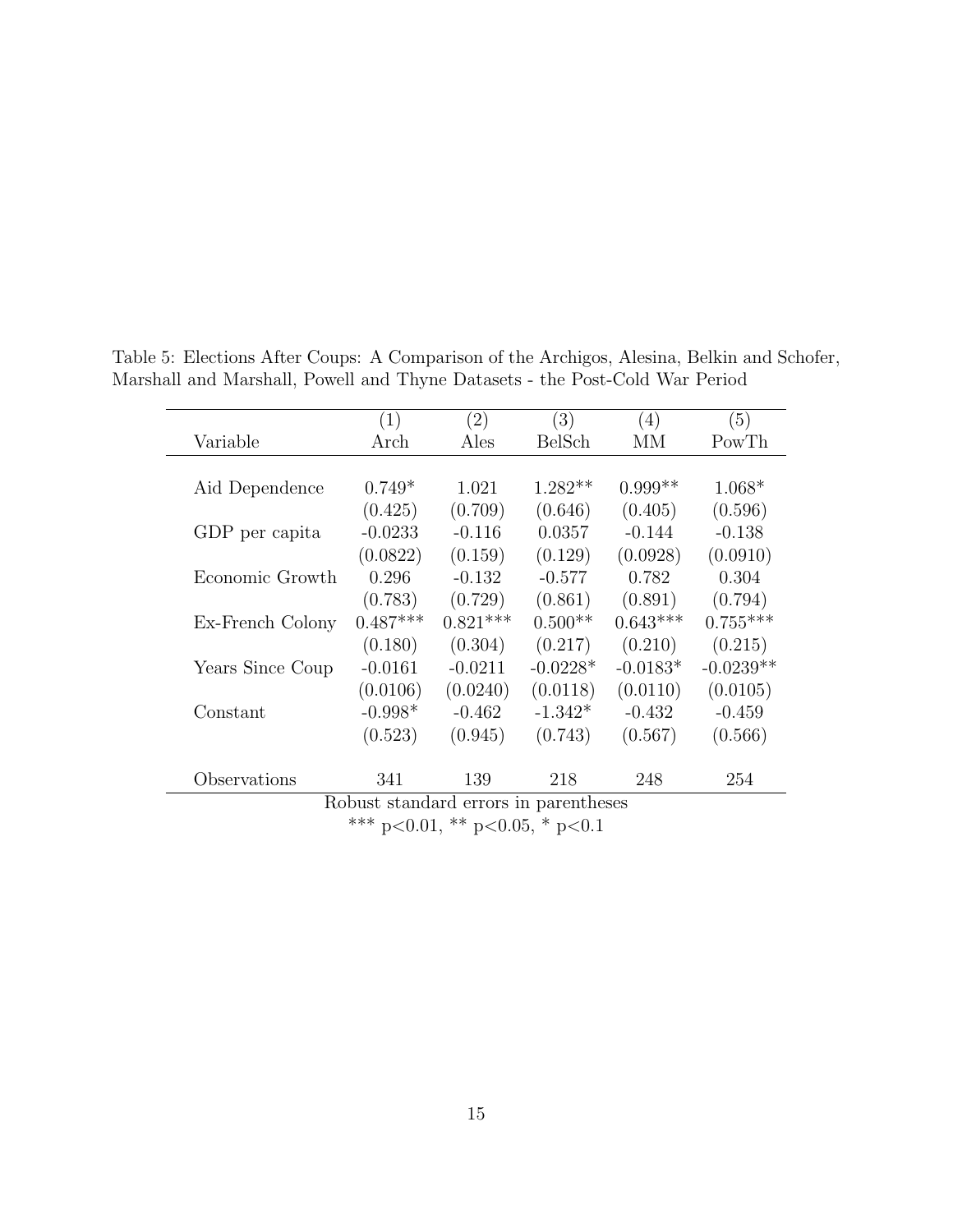Table 5: Elections After Coups: A Comparison of the Archigos, Alesina, Belkin and Schofer, Marshall and Marshall, Powell and Thyne Datasets - the Post-Cold War Period

| Variable | (1)<br>Arch | (2)<br>Ales | (3)<br>BelSch | (4)<br>MM | (5)<br>PowTh |
|---|---|---|---|---|---|
| Aid Dependence | 0.749* | 1.021 | 1.282** | 0.999** | 1.068* |
| | (0.425) | (0.709) | (0.646) | (0.405) | (0.596) |
| GDP per capita | -0.0233 | -0.116 | 0.0357 | -0.144 | -0.138 |
| | (0.0822) | (0.159) | (0.129) | (0.0928) | (0.0910) |
| Economic Growth | 0.296 | -0.132 | -0.577 | 0.782 | 0.304 |
| | (0.783) | (0.729) | (0.861) | (0.891) | (0.794) |
| Ex-French Colony | 0.487*** | 0.821*** | 0.500** | 0.643*** | 0.755*** |
| | (0.180) | (0.304) | (0.217) | (0.210) | (0.215) |
| Years Since Coup | -0.0161 | -0.0211 | -0.0228* | -0.0183* | -0.0239** |
| | (0.0106) | (0.0240) | (0.0118) | (0.0110) | (0.0105) |
| Constant | -0.998* | -0.462 | -1.342* | -0.432 | -0.459 |
| | (0.523) | (0.945) | (0.743) | (0.567) | (0.566) |
| Observations | 341 | 139 | 218 | 248 | 254 |

Robust standard errors in parentheses

*** p<0.01, ** p<0.05, * p<0.1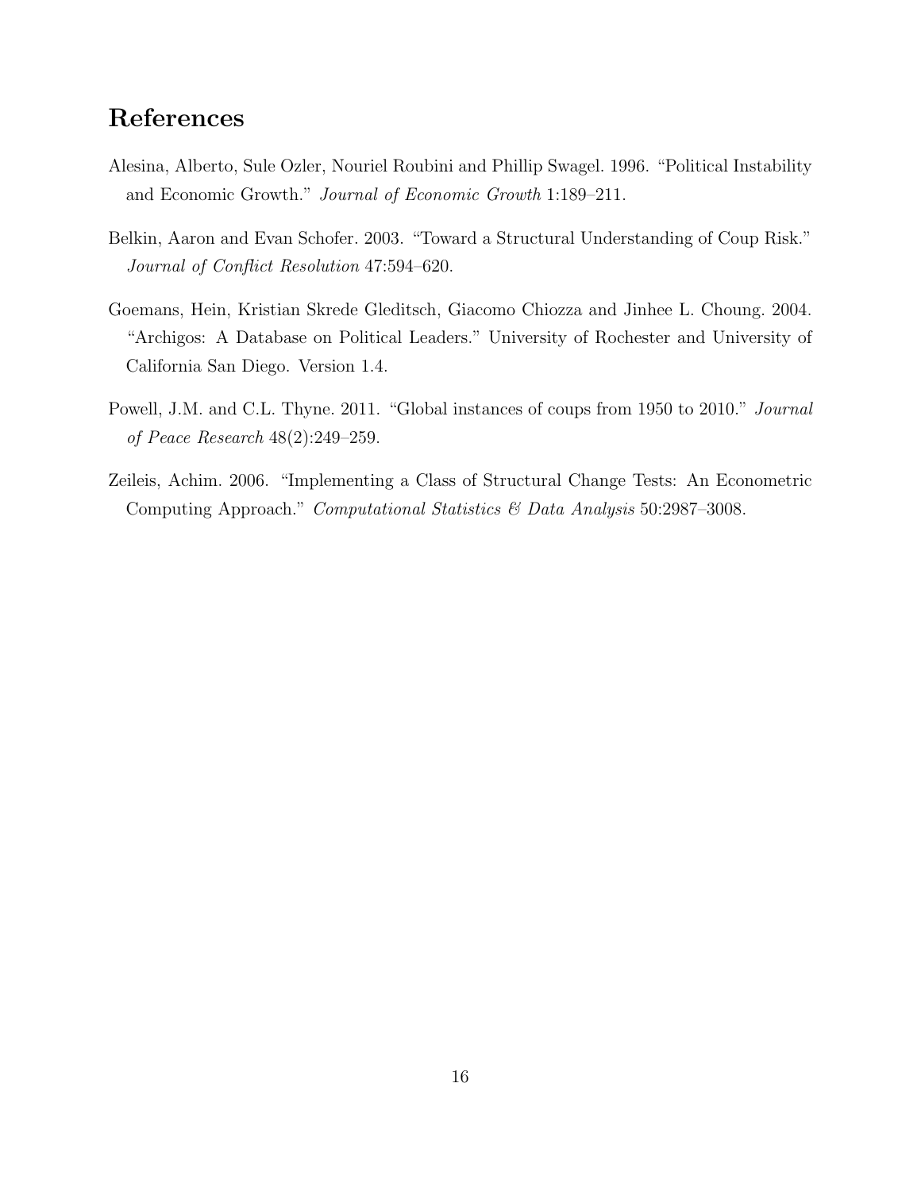# References

Alesina, Alberto, Sule Ozler, Nouriel Roubini and Phillip Swagel. 1996. "Political Instability and Economic Growth." *Journal of Economic Growth* 1:189–211.

Belkin, Aaron and Evan Schofer. 2003. "Toward a Structural Understanding of Coup Risk." *Journal of Conflict Resolution* 47:594–620.

Goemans, Hein, Kristian Skrede Gleditsch, Giacomo Chiozza and Jinhee L. Choung. 2004. "Archigos: A Database on Political Leaders." University of Rochester and University of California San Diego. Version 1.4.

Powell, J.M. and C.L. Thyne. 2011. "Global instances of coups from 1950 to 2010." *Journal of Peace Research* 48(2):249–259.

Zeileis, Achim. 2006. "Implementing a Class of Structural Change Tests: An Econometric Computing Approach." *Computational Statistics & Data Analysis* 50:2987–3008.